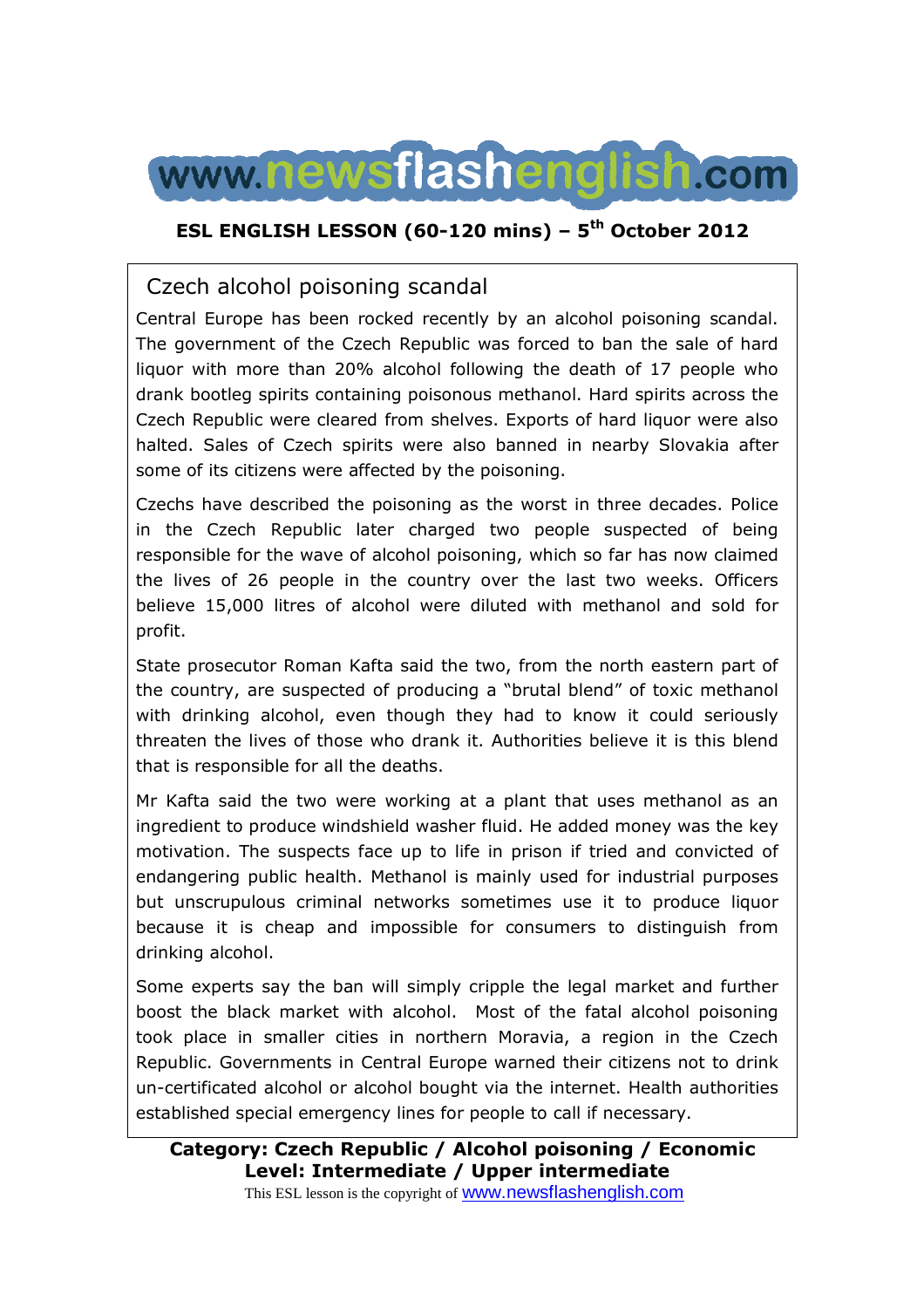# www.newsflashenglish.com

**ESL ENGLISH LESSON (60-120 mins) – 5th October 2012**

## Czech alcohol poisoning scandal

Central Europe has been rocked recently by an alcohol poisoning scandal. The government of the Czech Republic was forced to ban the sale of hard liquor with more than 20% alcohol following the death of 17 people who drank bootleg spirits containing poisonous methanol. Hard spirits across the Czech Republic were cleared from shelves. Exports of hard liquor were also halted. Sales of Czech spirits were also banned in nearby Slovakia after some of its citizens were affected by the poisoning.

Czechs have described the poisoning as the worst in three decades. Police in the Czech Republic later charged two people suspected of being responsible for the wave of alcohol poisoning, which so far has now claimed the lives of 26 people in the country over the last two weeks. Officers believe 15,000 litres of alcohol were diluted with methanol and sold for profit.

State prosecutor Roman Kafta said the two, from the north eastern part of the country, are suspected of producing a "brutal blend" of toxic methanol with drinking alcohol, even though they had to know it could seriously threaten the lives of those who drank it. Authorities believe it is this blend that is responsible for all the deaths.

Mr Kafta said the two were working at a plant that uses methanol as an ingredient to produce windshield washer fluid. He added money was the key motivation. The suspects face up to life in prison if tried and convicted of endangering public health. Methanol is mainly used for industrial purposes but unscrupulous criminal networks sometimes use it to produce liquor because it is cheap and impossible for consumers to distinguish from drinking alcohol.

Some experts say the ban will simply cripple the legal market and further boost the black market with alcohol. Most of the fatal alcohol poisoning took place in smaller cities in northern Moravia, a region in the Czech Republic. Governments in Central Europe warned their citizens not to drink un-certificated alcohol or alcohol bought via the internet. Health authorities established special emergency lines for people to call if necessary.

**Category: Czech Republic / Alcohol poisoning / Economic**
**Level: Intermediate / Upper intermediate**

This ESL lesson is the copyright of www.newsflashenglish.com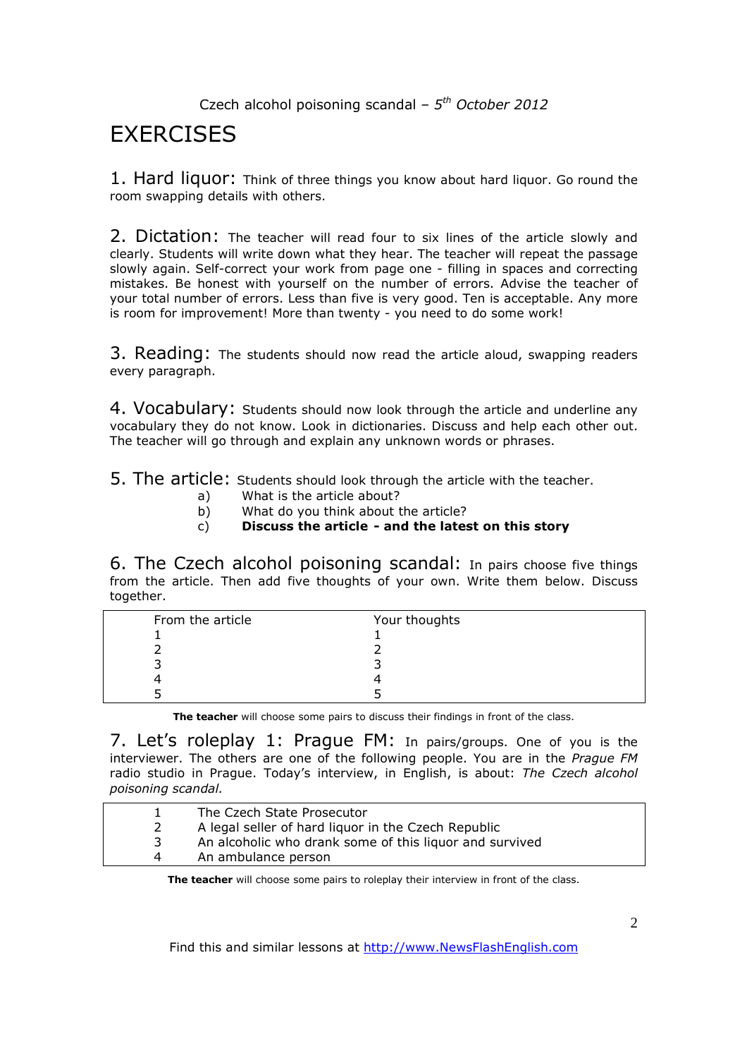# EXERCISES

1. Hard liquor: Think of three things you know about hard liquor. Go round the room swapping details with others.

2. Dictation: The teacher will read four to six lines of the article slowly and clearly. Students will write down what they hear. The teacher will repeat the passage slowly again. Self-correct your work from page one - filling in spaces and correcting mistakes. Be honest with yourself on the number of errors. Advise the teacher of your total number of errors. Less than five is very good. Ten is acceptable. Any more is room for improvement! More than twenty - you need to do some work!

3. Reading: The students should now read the article aloud, swapping readers every paragraph.

4. Vocabulary: Students should now look through the article and underline any vocabulary they do not know. Look in dictionaries. Discuss and help each other out. The teacher will go through and explain any unknown words or phrases.

5. The article: Students should look through the article with the teacher.

- a) What is the article about?
- b) What do you think about the article?
- c) **Discuss the article - and the latest on this story**

6. The Czech alcohol poisoning scandal: In pairs choose five things from the article. Then add five thoughts of your own. Write them below. Discuss together.

| From the article | Your thoughts |
|---|---|
| 1 | 1 |
| 2 | 2 |
| 3 | 3 |
| 4 | 4 |
| 5 | 5 |

**The teacher** will choose some pairs to discuss their findings in front of the class.

7. Let's roleplay 1: Prague FM: In pairs/groups. One of you is the interviewer. The others are one of the following people. You are in the *Prague FM* radio studio in Prague. Today's interview, in English, is about: *The Czech alcohol poisoning scandal.*

| | |
|---|---|
| 1 | The Czech State Prosecutor |
| 2 | A legal seller of hard liquor in the Czech Republic |
| 3 | An alcoholic who drank some of this liquor and survived |
| 4 | An ambulance person |

**The teacher** will choose some pairs to roleplay their interview in front of the class.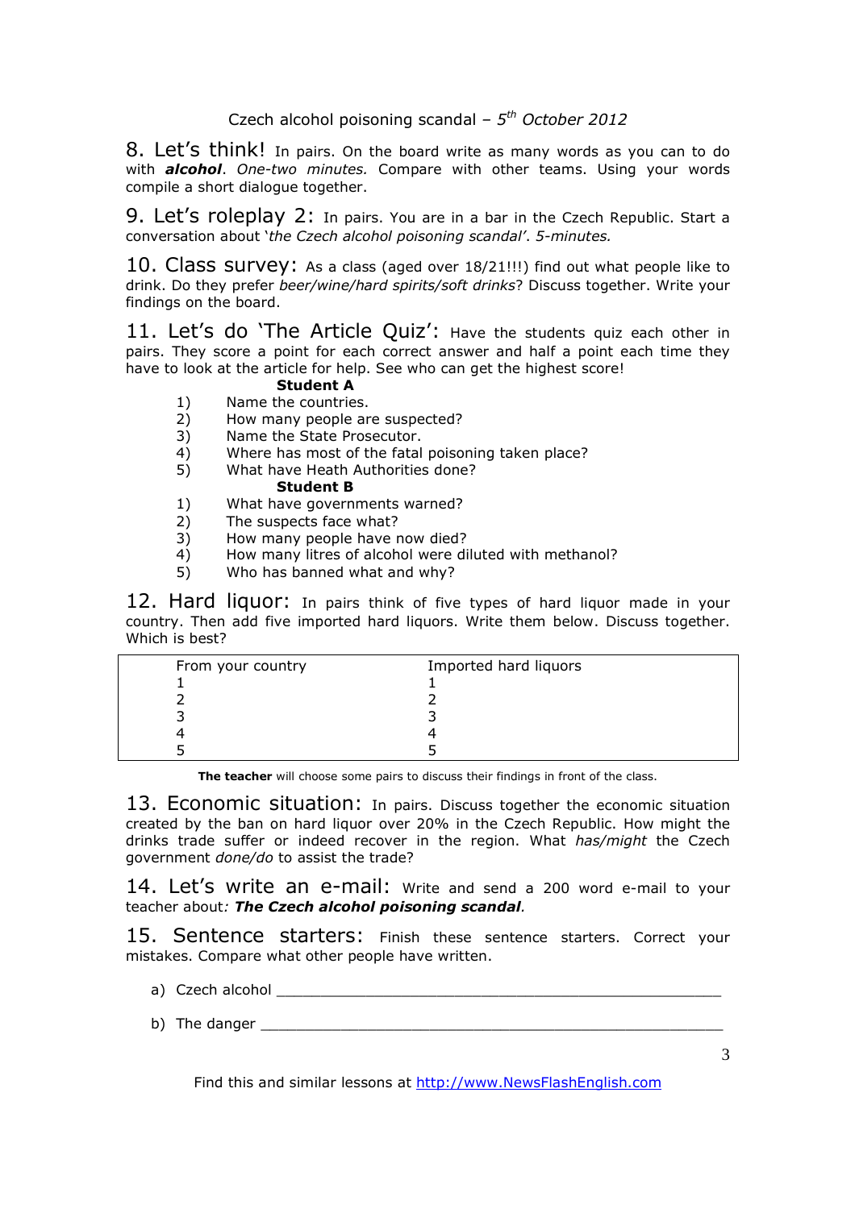Czech alcohol poisoning scandal – *5th October 2012*

## 8. Let's think!

In pairs. On the board write as many words as you can to do with ***alcohol***. *One-two minutes.* Compare with other teams. Using your words compile a short dialogue together.

## 9. Let's roleplay 2:

In pairs. You are in a bar in the Czech Republic. Start a conversation about '*the Czech alcohol poisoning scandal*'. *5-minutes.*

## 10. Class survey:

As a class (aged over 18/21!!!) find out what people like to drink. Do they prefer *beer/wine/hard spirits/soft drinks*? Discuss together. Write your findings on the board.

## 11. Let's do 'The Article Quiz':

Have the students quiz each other in pairs. They score a point for each correct answer and half a point each time they have to look at the article for help. See who can get the highest score!

**Student A**

1) Name the countries.
2) How many people are suspected?
3) Name the State Prosecutor.
4) Where has most of the fatal poisoning taken place?
5) What have Heath Authorities done?

**Student B**

1) What have governments warned?
2) The suspects face what?
3) How many people have now died?
4) How many litres of alcohol were diluted with methanol?
5) Who has banned what and why?

## 12. Hard liquor:

In pairs think of five types of hard liquor made in your country. Then add five imported hard liquors. Write them below. Discuss together. Which is best?

| From your country | Imported hard liquors |
|---|---|
| 1 | 1 |
| 2 | 2 |
| 3 | 3 |
| 4 | 4 |
| 5 | 5 |

**The teacher** will choose some pairs to discuss their findings in front of the class.

## 13. Economic situation:

In pairs. Discuss together the economic situation created by the ban on hard liquor over 20% in the Czech Republic. How might the drinks trade suffer or indeed recover in the region. What *has/might* the Czech government *done/do* to assist the trade?

## 14. Let's write an e-mail:

Write and send a 200 word e-mail to your teacher about*:* ***The Czech alcohol poisoning scandal****.*

## 15. Sentence starters:

Finish these sentence starters. Correct your mistakes. Compare what other people have written.

a) Czech alcohol ____________________________________________________

b) The danger ______________________________________________________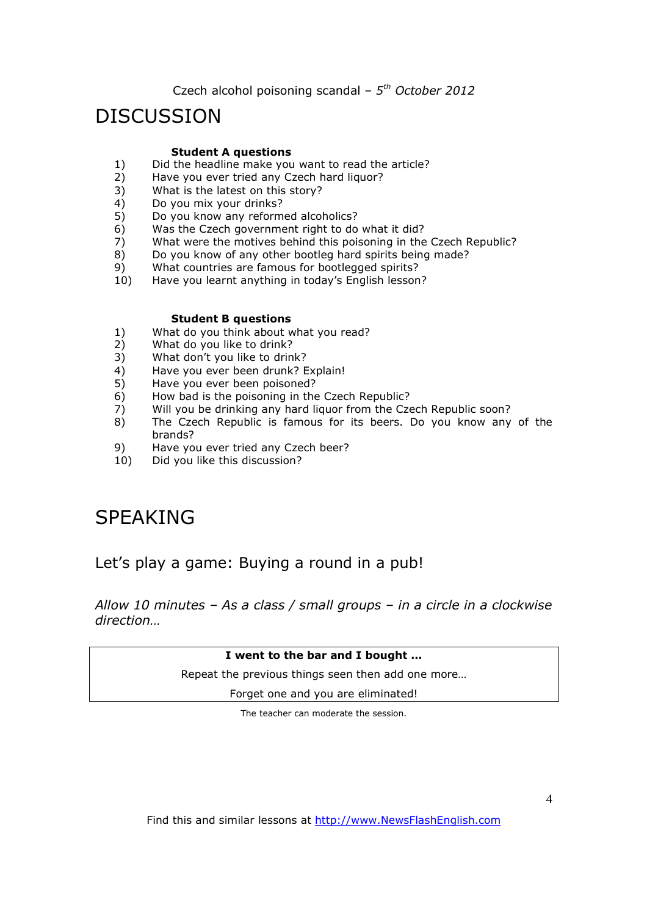Czech alcohol poisoning scandal – *5th October 2012*

# DISCUSSION

### Student A questions

1) Did the headline make you want to read the article?
2) Have you ever tried any Czech hard liquor?
3) What is the latest on this story?
4) Do you mix your drinks?
5) Do you know any reformed alcoholics?
6) Was the Czech government right to do what it did?
7) What were the motives behind this poisoning in the Czech Republic?
8) Do you know of any other bootleg hard spirits being made?
9) What countries are famous for bootlegged spirits?
10) Have you learnt anything in today's English lesson?

### Student B questions

1) What do you think about what you read?
2) What do you like to drink?
3) What don't you like to drink?
4) Have you ever been drunk? Explain!
5) Have you ever been poisoned?
6) How bad is the poisoning in the Czech Republic?
7) Will you be drinking any hard liquor from the Czech Republic soon?
8) The Czech Republic is famous for its beers. Do you know any of the brands?
9) Have you ever tried any Czech beer?
10) Did you like this discussion?

# SPEAKING

## Let's play a game: Buying a round in a pub!

*Allow 10 minutes – As a class / small groups – in a circle in a clockwise direction…*

| **I went to the bar and I bought …** |
| --- |
| Repeat the previous things seen then add one more… |
| Forget one and you are eliminated! |

The teacher can moderate the session.

Find this and similar lessons at http://www.NewsFlashEnglish.com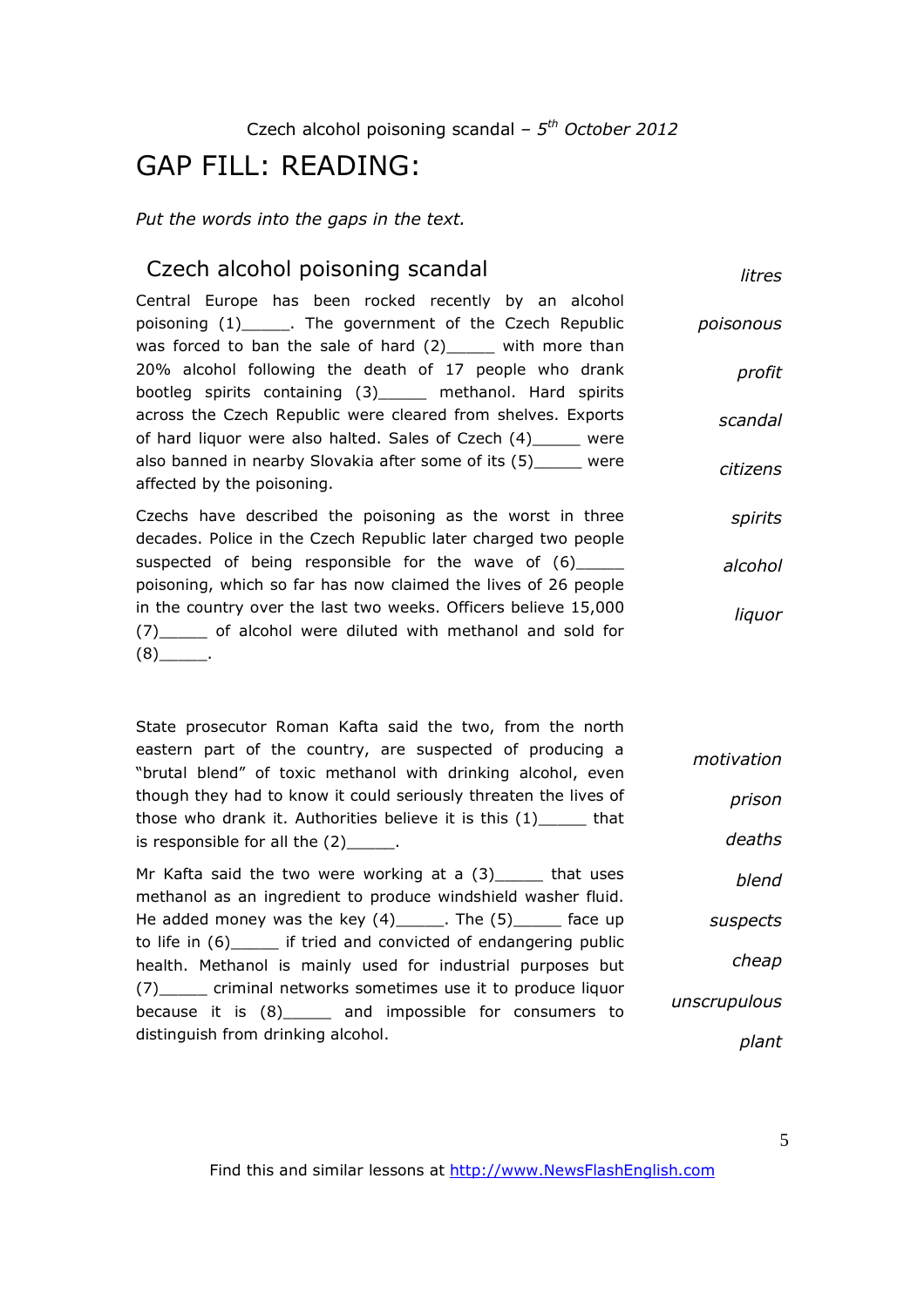Czech alcohol poisoning scandal – *5th October 2012*

# GAP FILL: READING:

*Put the words into the gaps in the text.*

## Czech alcohol poisoning scandal

Central Europe has been rocked recently by an alcohol poisoning (1)_____. The government of the Czech Republic was forced to ban the sale of hard (2)_____ with more than 20% alcohol following the death of 17 people who drank bootleg spirits containing (3)_____ methanol. Hard spirits across the Czech Republic were cleared from shelves. Exports of hard liquor were also halted. Sales of Czech (4)_____ were also banned in nearby Slovakia after some of its (5)_____ were affected by the poisoning.

Czechs have described the poisoning as the worst in three decades. Police in the Czech Republic later charged two people suspected of being responsible for the wave of (6)_____ poisoning, which so far has now claimed the lives of 26 people in the country over the last two weeks. Officers believe 15,000 (7)_____ of alcohol were diluted with methanol and sold for (8)_____.

*litres*
*poisonous*
*profit*
*scandal*
*citizens*
*spirits*
*alcohol*
*liquor*

State prosecutor Roman Kafta said the two, from the north eastern part of the country, are suspected of producing a "brutal blend" of toxic methanol with drinking alcohol, even though they had to know it could seriously threaten the lives of those who drank it. Authorities believe it is this (1)_____ that is responsible for all the (2)_____.

Mr Kafta said the two were working at a (3)_____ that uses methanol as an ingredient to produce windshield washer fluid. He added money was the key (4)_____. The (5)_____ face up to life in (6)_____ if tried and convicted of endangering public health. Methanol is mainly used for industrial purposes but (7)_____ criminal networks sometimes use it to produce liquor because it is (8)_____ and impossible for consumers to distinguish from drinking alcohol.

*motivation*
*prison*
*deaths*
*blend*
*suspects*
*cheap*
*unscrupulous*
*plant*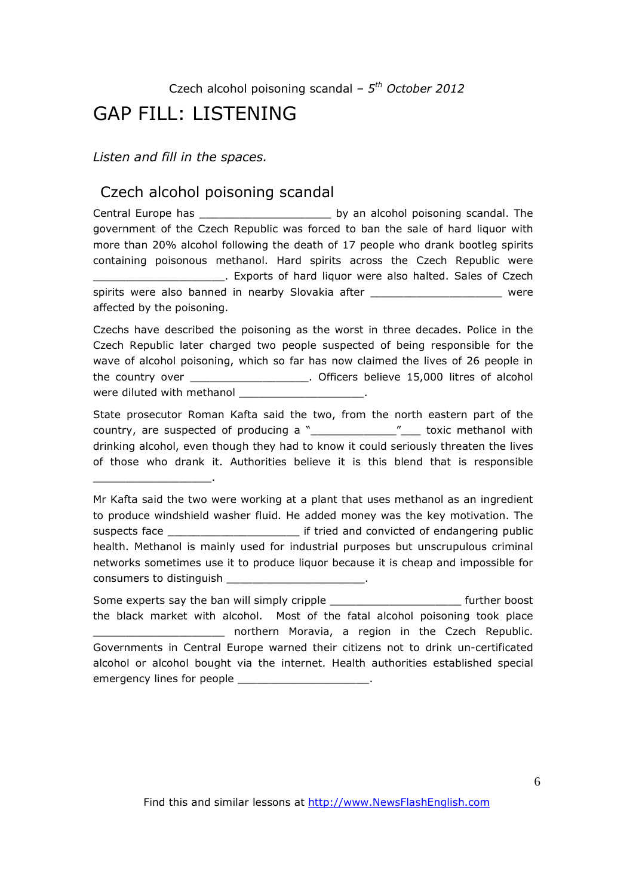Czech alcohol poisoning scandal – *5th October 2012*

# GAP FILL: LISTENING

*Listen and fill in the spaces.*

## Czech alcohol poisoning scandal

Central Europe has ____________________ by an alcohol poisoning scandal. The government of the Czech Republic was forced to ban the sale of hard liquor with more than 20% alcohol following the death of 17 people who drank bootleg spirits containing poisonous methanol. Hard spirits across the Czech Republic were ____________________. Exports of hard liquor were also halted. Sales of Czech spirits were also banned in nearby Slovakia after ____________________ were affected by the poisoning.

Czechs have described the poisoning as the worst in three decades. Police in the Czech Republic later charged two people suspected of being responsible for the wave of alcohol poisoning, which so far has now claimed the lives of 26 people in the country over __________________. Officers believe 15,000 litres of alcohol were diluted with methanol ___________________.

State prosecutor Roman Kafta said the two, from the north eastern part of the country, are suspected of producing a "_____________"___ toxic methanol with drinking alcohol, even though they had to know it could seriously threaten the lives of those who drank it. Authorities believe it is this blend that is responsible __________________.

Mr Kafta said the two were working at a plant that uses methanol as an ingredient to produce windshield washer fluid. He added money was the key motivation. The suspects face ____________________ if tried and convicted of endangering public health. Methanol is mainly used for industrial purposes but unscrupulous criminal networks sometimes use it to produce liquor because it is cheap and impossible for consumers to distinguish _____________________.

Some experts say the ban will simply cripple ____________________ further boost the black market with alcohol. Most of the fatal alcohol poisoning took place ____________________ northern Moravia, a region in the Czech Republic. Governments in Central Europe warned their citizens not to drink un-certificated alcohol or alcohol bought via the internet. Health authorities established special emergency lines for people ____________________.

Find this and similar lessons at http://www.NewsFlashEnglish.com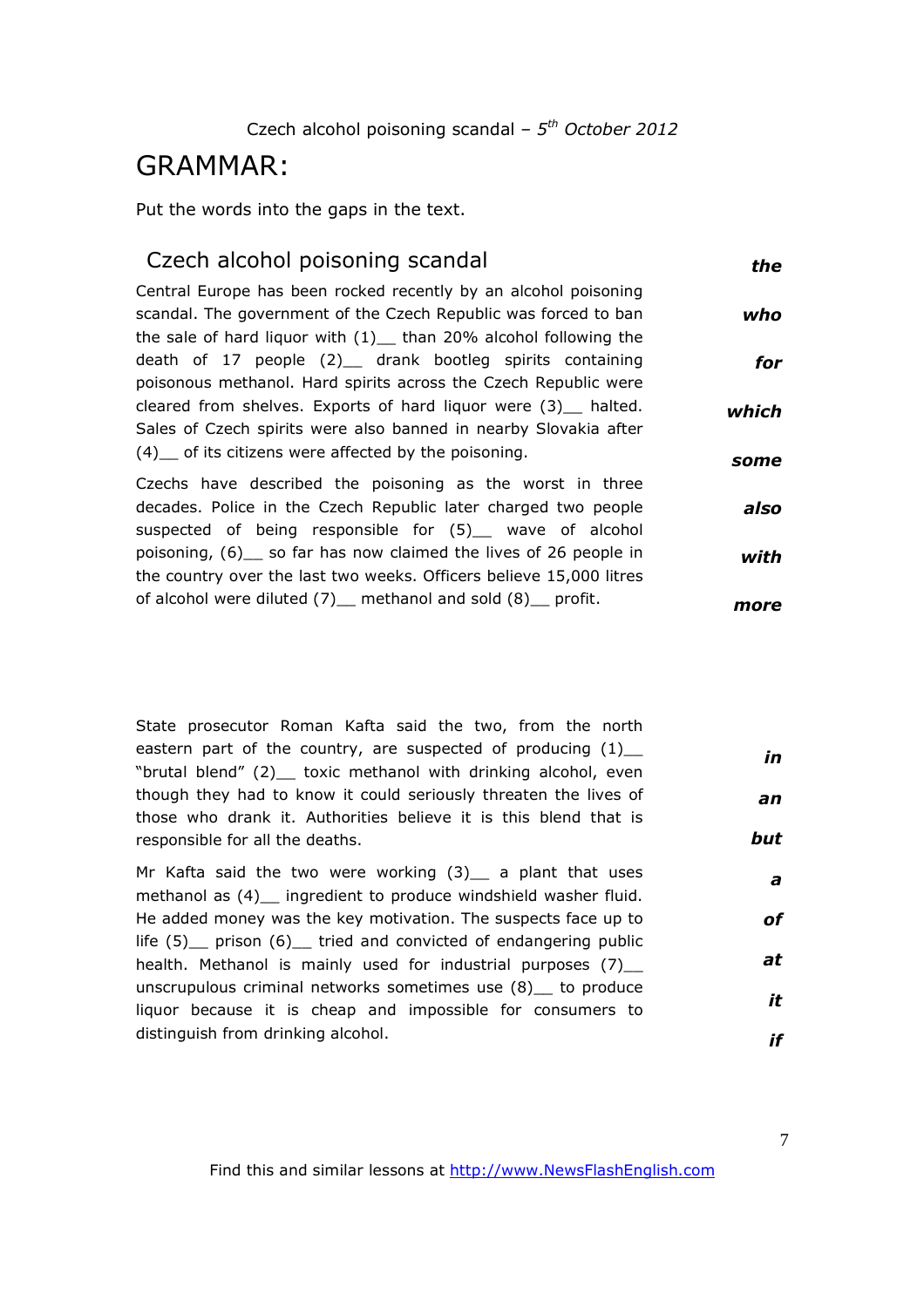Czech alcohol poisoning scandal – *5th October 2012*

# GRAMMAR:

Put the words into the gaps in the text.

## Czech alcohol poisoning scandal

Central Europe has been rocked recently by an alcohol poisoning scandal. The government of the Czech Republic was forced to ban the sale of hard liquor with (1)__ than 20% alcohol following the death of 17 people (2)__ drank bootleg spirits containing poisonous methanol. Hard spirits across the Czech Republic were cleared from shelves. Exports of hard liquor were (3)__ halted. Sales of Czech spirits were also banned in nearby Slovakia after (4)__ of its citizens were affected by the poisoning.

Czechs have described the poisoning as the worst in three decades. Police in the Czech Republic later charged two people suspected of being responsible for (5)__ wave of alcohol poisoning, (6)__ so far has now claimed the lives of 26 people in the country over the last two weeks. Officers believe 15,000 litres of alcohol were diluted (7)__ methanol and sold (8)__ profit.

***the***

***who***

***for***

***which***

***some***

***also***

***with***

***more***

State prosecutor Roman Kafta said the two, from the north eastern part of the country, are suspected of producing (1)__ "brutal blend" (2)__ toxic methanol with drinking alcohol, even though they had to know it could seriously threaten the lives of those who drank it. Authorities believe it is this blend that is responsible for all the deaths.

Mr Kafta said the two were working (3)__ a plant that uses methanol as (4)__ ingredient to produce windshield washer fluid. He added money was the key motivation. The suspects face up to life (5)__ prison (6)__ tried and convicted of endangering public health. Methanol is mainly used for industrial purposes (7)__ unscrupulous criminal networks sometimes use (8)__ to produce liquor because it is cheap and impossible for consumers to distinguish from drinking alcohol.

***in***

***an***

***but***

***a***

***of***

***at***

***it***

***if***

Find this and similar lessons at http://www.NewsFlashEnglish.com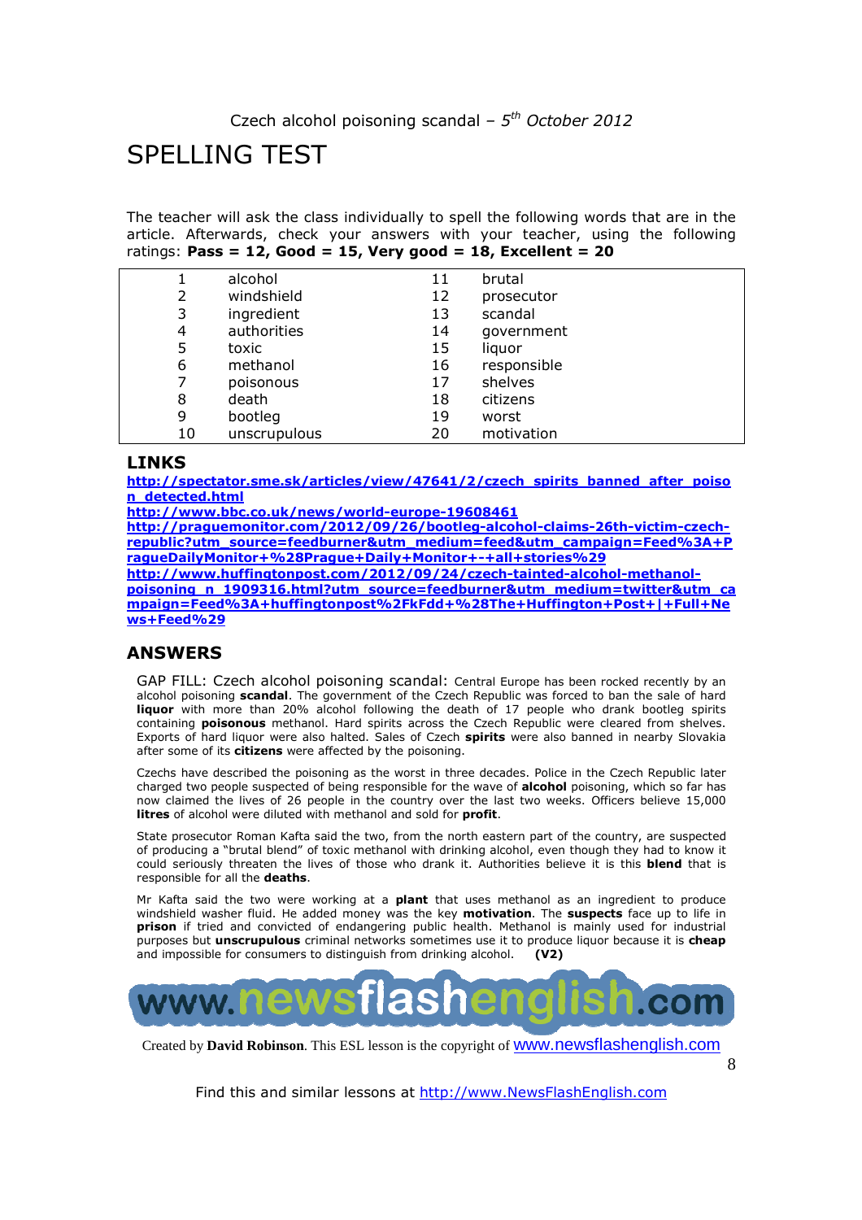Czech alcohol poisoning scandal – *5th October 2012*

# SPELLING TEST

The teacher will ask the class individually to spell the following words that are in the article. Afterwards, check your answers with your teacher, using the following ratings: **Pass = 12, Good = 15, Very good = 18, Excellent = 20**

| | | | |
|---|---|---|---|
| 1 | alcohol | 11 | brutal |
| 2 | windshield | 12 | prosecutor |
| 3 | ingredient | 13 | scandal |
| 4 | authorities | 14 | government |
| 5 | toxic | 15 | liquor |
| 6 | methanol | 16 | responsible |
| 7 | poisonous | 17 | shelves |
| 8 | death | 18 | citizens |
| 9 | bootleg | 19 | worst |
| 10 | unscrupulous | 20 | motivation |

## LINKS

**http://spectator.sme.sk/articles/view/47641/2/czech_spirits_banned_after_poison_detected.html**

**http://www.bbc.co.uk/news/world-europe-19608461**

**http://praguemonitor.com/2012/09/26/bootleg-alcohol-claims-26th-victim-czech-republic?utm_source=feedburner&utm_medium=feed&utm_campaign=Feed%3A+PragueDailyMonitor+%28Prague+Daily+Monitor+-+all+stories%29**

**http://www.huffingtonpost.com/2012/09/24/czech-tainted-alcohol-methanol-poisoning_n_1909316.html?utm_source=feedburner&utm_medium=twitter&utm_campaign=Feed%3A+huffingtonpost%2FkFdd+%28The+Huffington+Post+|+Full+News+Feed%29**

## ANSWERS

GAP FILL: Czech alcohol poisoning scandal: Central Europe has been rocked recently by an alcohol poisoning **scandal**. The government of the Czech Republic was forced to ban the sale of hard **liquor** with more than 20% alcohol following the death of 17 people who drank bootleg spirits containing **poisonous** methanol. Hard spirits across the Czech Republic were cleared from shelves. Exports of hard liquor were also halted. Sales of Czech **spirits** were also banned in nearby Slovakia after some of its **citizens** were affected by the poisoning.

Czechs have described the poisoning as the worst in three decades. Police in the Czech Republic later charged two people suspected of being responsible for the wave of **alcohol** poisoning, which so far has now claimed the lives of 26 people in the country over the last two weeks. Officers believe 15,000 **litres** of alcohol were diluted with methanol and sold for **profit**.

State prosecutor Roman Kafta said the two, from the north eastern part of the country, are suspected of producing a "brutal blend" of toxic methanol with drinking alcohol, even though they had to know it could seriously threaten the lives of those who drank it. Authorities believe it is this **blend** that is responsible for all the **deaths**.

Mr Kafta said the two were working at a **plant** that uses methanol as an ingredient to produce windshield washer fluid. He added money was the key **motivation**. The **suspects** face up to life in **prison** if tried and convicted of endangering public health. Methanol is mainly used for industrial purposes but **unscrupulous** criminal networks sometimes use it to produce liquor because it is **cheap** and impossible for consumers to distinguish from drinking alcohol. **(V2)**

www.newsflashenglish.com

Created by **David Robinson**. This ESL lesson is the copyright of www.newsflashenglish.com

Find this and similar lessons at http://www.NewsFlashEnglish.com